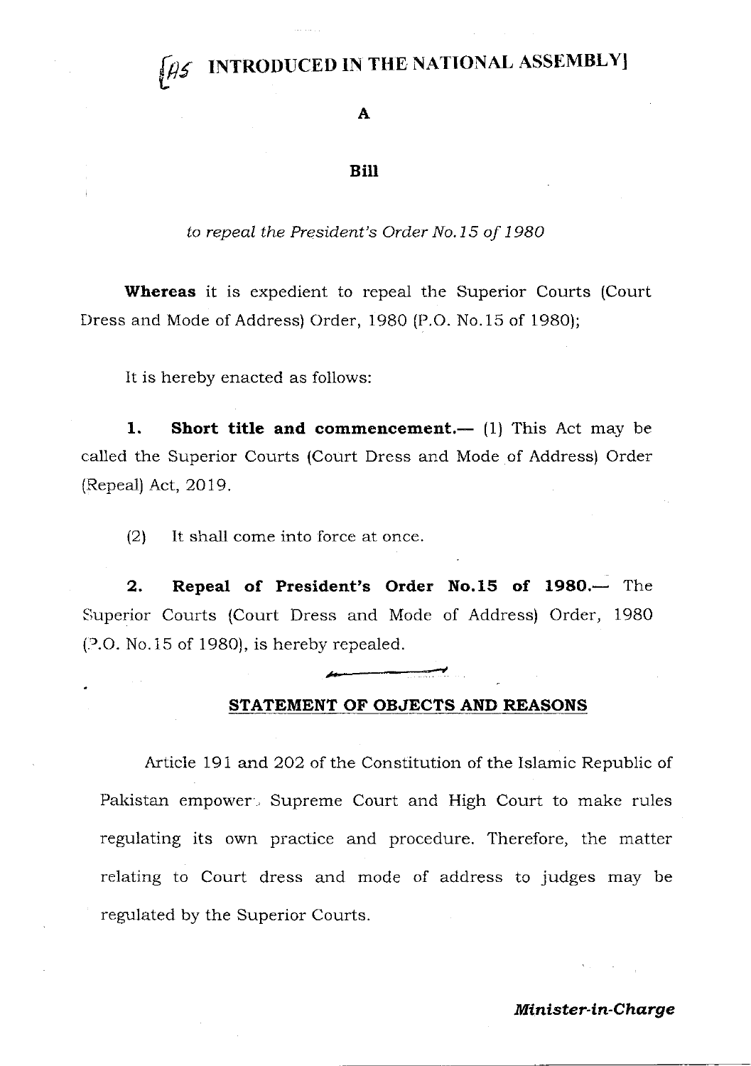# [AS INTRODUCED IN THE NATIONAL ASSEMBLY]

**A**

**Bill**

*to repeal the President's Order No.15 of 1980*

**Whereas** it is expedient to repeal the Superior Courts (Court Dress and Mode of Address) Order, 1980 (P.O. No.15 of 1980);

It is hereby enacted as follows:

**1. Short title and commencement.—** (1) This Act may be called the Superior Courts (Court Dress and Mode of Address) Order (Repeal) Act, 2019.

(2) It shall come into force at once.

**2. Repeal of President's Order No.15 of 1980.—** The Superior Courts (Court Dress and Mode of Address) Order, 1980 (P.O. No.15 of 1980), is hereby repealed.

## STATEMENT OF OBJECTS AND REASONS

Article 191 and 202 of the Constitution of the Islamic Republic of Pakistan empowers Supreme Court and High Court to make rules regulating its own practice and procedure. Therefore, the matter relating to Court dress and mode of address to judges may be regulated by the Superior Courts.

***Minister-in-Charge***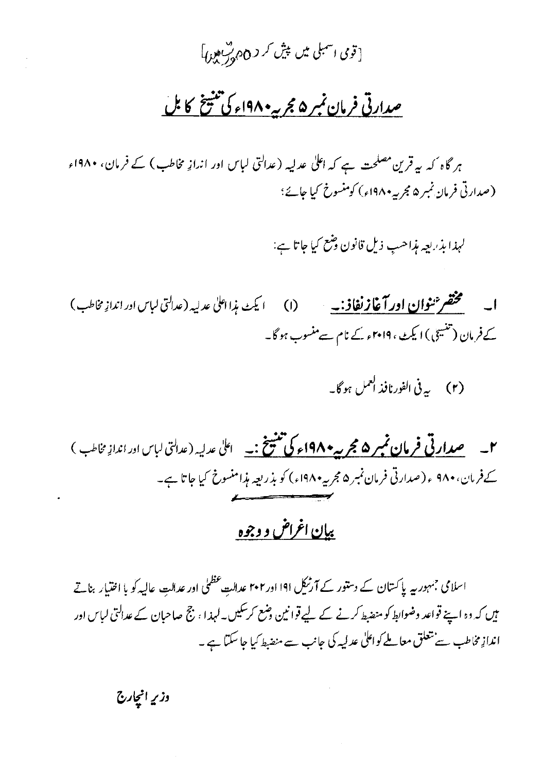[قومی اسمبلی میں پیش کردہ صورت میں]

# صدارتی فرمان نمبر ۵ مجریہ ۱۹۸۰ء کی تنسیخ کا بل

ہرگاہ کہ یہ قرین مصلحت ہے کہ اعلیٰ عدلیہ (عدالتی لباس اور اندازِ مخاطب) کے فرمان، ۱۹۸۰ء (صدارتی فرمان نمبر ۵ مجریہ ۱۹۸۰ء) کو منسوخ کیا جائے؛

لہٰذا بذریعہ ہذا حسبِ ذیل قانون وضع کیا جاتا ہے:

۱۔ **مختصر عنوان اور آغازِ نفاذ:۔** (۱) ایکٹ ہذا اعلیٰ عدلیہ (عدالتی لباس اور اندازِ مخاطب) کے فرمان (تنسیخی) ایکٹ، ۲۰۱۹ء کے نام سے منسوب ہوگا۔

(۲) یہ فی الفور نافذ العمل ہوگا۔

۲۔ **صدارتی فرمان نمبر ۵ مجریہ ۱۹۸۰ء کی تنسیخ:۔** اعلیٰ عدلیہ (عدالتی لباس اور اندازِ مخاطب) کے فرمان، ۱۹۸۰ء (صدارتی فرمان نمبر ۵ مجریہ ۱۹۸۰ء) کو بذریعہ ہذا منسوخ کیا جاتا ہے۔

## بیان اغراض و وجوہ

اسلامی جمہوریہ پاکستان کے دستور کے آرٹیکل ۱۹۱ اور ۲۰۲ عدالتِ عظمیٰ اور عدالتِ عالیہ کو با اختیار بناتے ہیں کہ وہ اپنے قواعد وضوابط کو منضبط کرنے کے لیے قوانین وضع کرسکیں۔ لہٰذا، جج صاحبان کے عدالتی لباس اور اندازِ مخاطب سے متعلق معاملے کو اعلیٰ عدلیہ کی جانب سے منضبط کیا جاسکتا ہے۔

وزیر انچارج